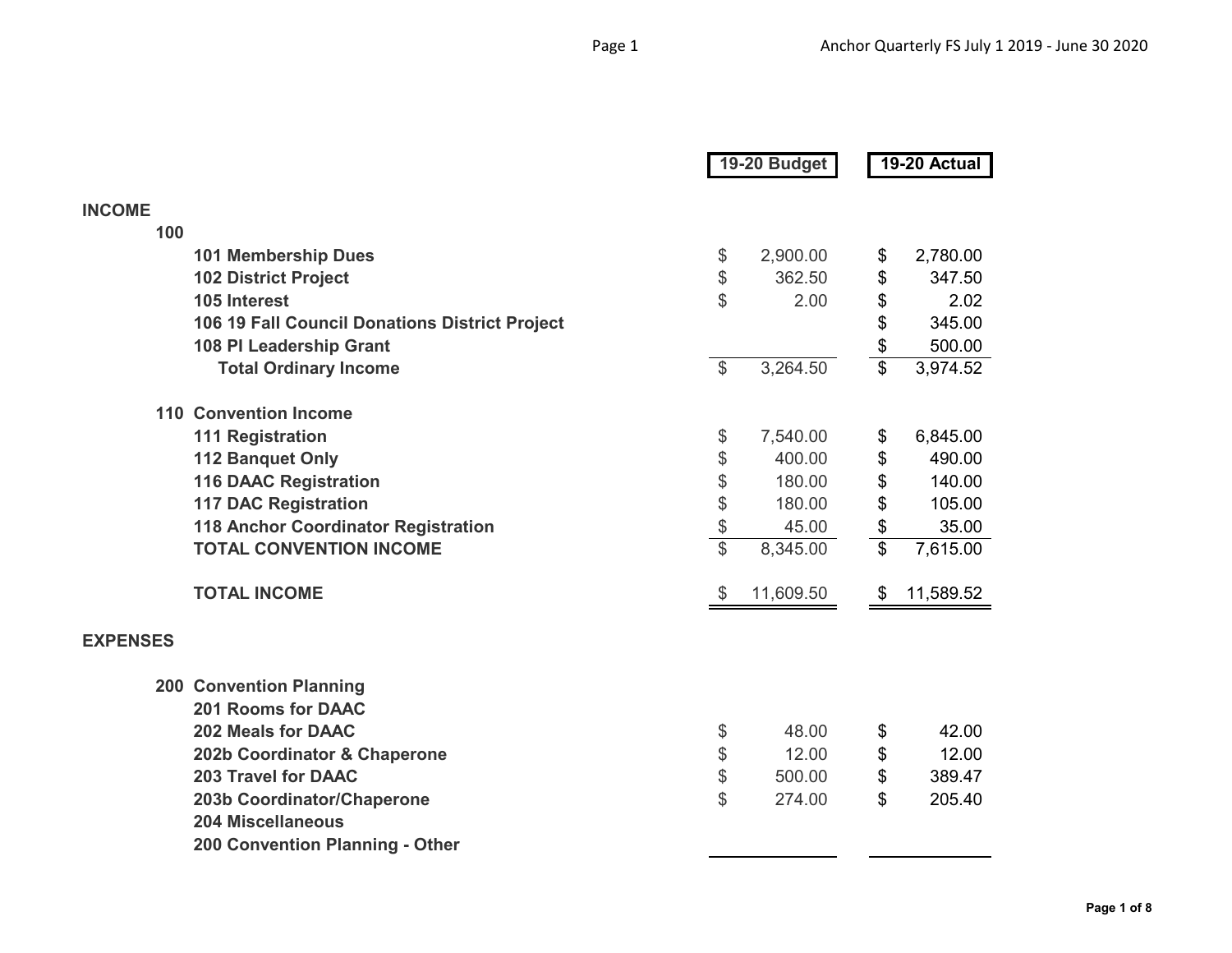| | 19-20 Budget | 19-20 Actual |
|---|---|---|
| **INCOME** | | |
| **100** | | |
| **101 Membership Dues** | $ 2,900.00 | $ 2,780.00 |
| **102 District Project** | $ 362.50 | $ 347.50 |
| **105 Interest** | $ 2.00 | $ 2.02 |
| **106 19 Fall Council Donations District Project** | | $ 345.00 |
| **108 PI Leadership Grant** | | $ 500.00 |
| **Total Ordinary Income** | $ 3,264.50 | $ 3,974.52 |
| **110 Convention Income** | | |
| **111 Registration** | $ 7,540.00 | $ 6,845.00 |
| **112 Banquet Only** | $ 400.00 | $ 490.00 |
| **116 DAAC Registration** | $ 180.00 | $ 140.00 |
| **117 DAC Registration** | $ 180.00 | $ 105.00 |
| **118 Anchor Coordinator Registration** | $ 45.00 | $ 35.00 |
| **TOTAL CONVENTION INCOME** | $ 8,345.00 | $ 7,615.00 |
| **TOTAL INCOME** | $ 11,609.50 | $ 11,589.52 |
| **EXPENSES** | | |
| **200 Convention Planning** | | |
| **201 Rooms for DAAC** | | |
| **202 Meals for DAAC** | $ 48.00 | $ 42.00 |
| **202b Coordinator & Chaperone** | $ 12.00 | $ 12.00 |
| **203 Travel for DAAC** | $ 500.00 | $ 389.47 |
| **203b Coordinator/Chaperone** | $ 274.00 | $ 205.40 |
| **204 Miscellaneous** | | |
| **200 Convention Planning - Other** | | |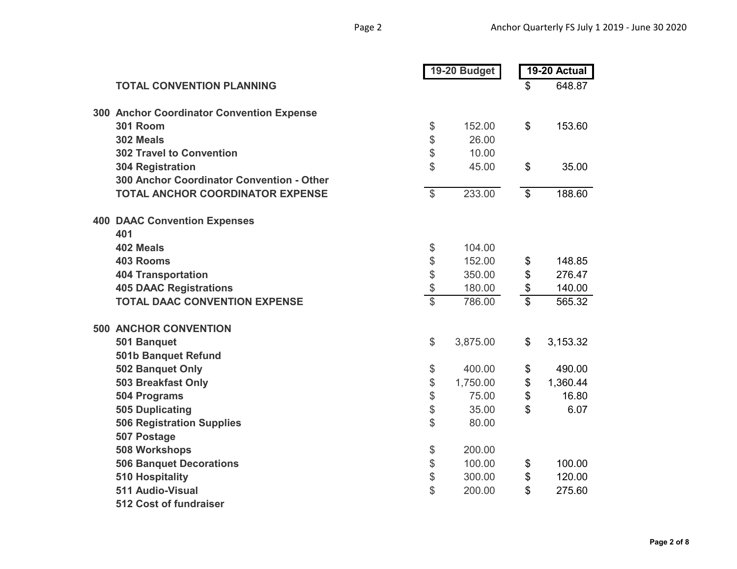| | | 19-20 Budget | 19-20 Actual |
|---|---|---|---|
| | **TOTAL CONVENTION PLANNING** | | $ 648.87 |
| | | | |
| **300** | **Anchor Coordinator Convention Expense** | | |
| | **301 Room** | $ 152.00 | $ 153.60 |
| | **302 Meals** | $ 26.00 | |
| | **302 Travel to Convention** | $ 10.00 | |
| | **304 Registration** | $ 45.00 | $ 35.00 |
| | **300 Anchor Coordinator Convention - Other** | | |
| | **TOTAL ANCHOR COORDINATOR EXPENSE** | $ 233.00 | $ 188.60 |
| | | | |
| **400** | **DAAC Convention Expenses** | | |
| | **401** | | |
| | **402 Meals** | $ 104.00 | |
| | **403 Rooms** | $ 152.00 | $ 148.85 |
| | **404 Transportation** | $ 350.00 | $ 276.47 |
| | **405 DAAC Registrations** | $ 180.00 | $ 140.00 |
| | **TOTAL DAAC CONVENTION EXPENSE** | $ 786.00 | $ 565.32 |
| | | | |
| **500** | **ANCHOR CONVENTION** | | |
| | **501 Banquet** | $ 3,875.00 | $ 3,153.32 |
| | **501b Banquet Refund** | | |
| | **502 Banquet Only** | $ 400.00 | $ 490.00 |
| | **503 Breakfast Only** | $ 1,750.00 | $ 1,360.44 |
| | **504 Programs** | $ 75.00 | $ 16.80 |
| | **505 Duplicating** | $ 35.00 | $ 6.07 |
| | **506 Registration Supplies** | $ 80.00 | |
| | **507 Postage** | | |
| | **508 Workshops** | $ 200.00 | |
| | **506 Banquet Decorations** | $ 100.00 | $ 100.00 |
| | **510 Hospitality** | $ 300.00 | $ 120.00 |
| | **511 Audio-Visual** | $ 200.00 | $ 275.60 |
| | **512 Cost of fundraiser** | | |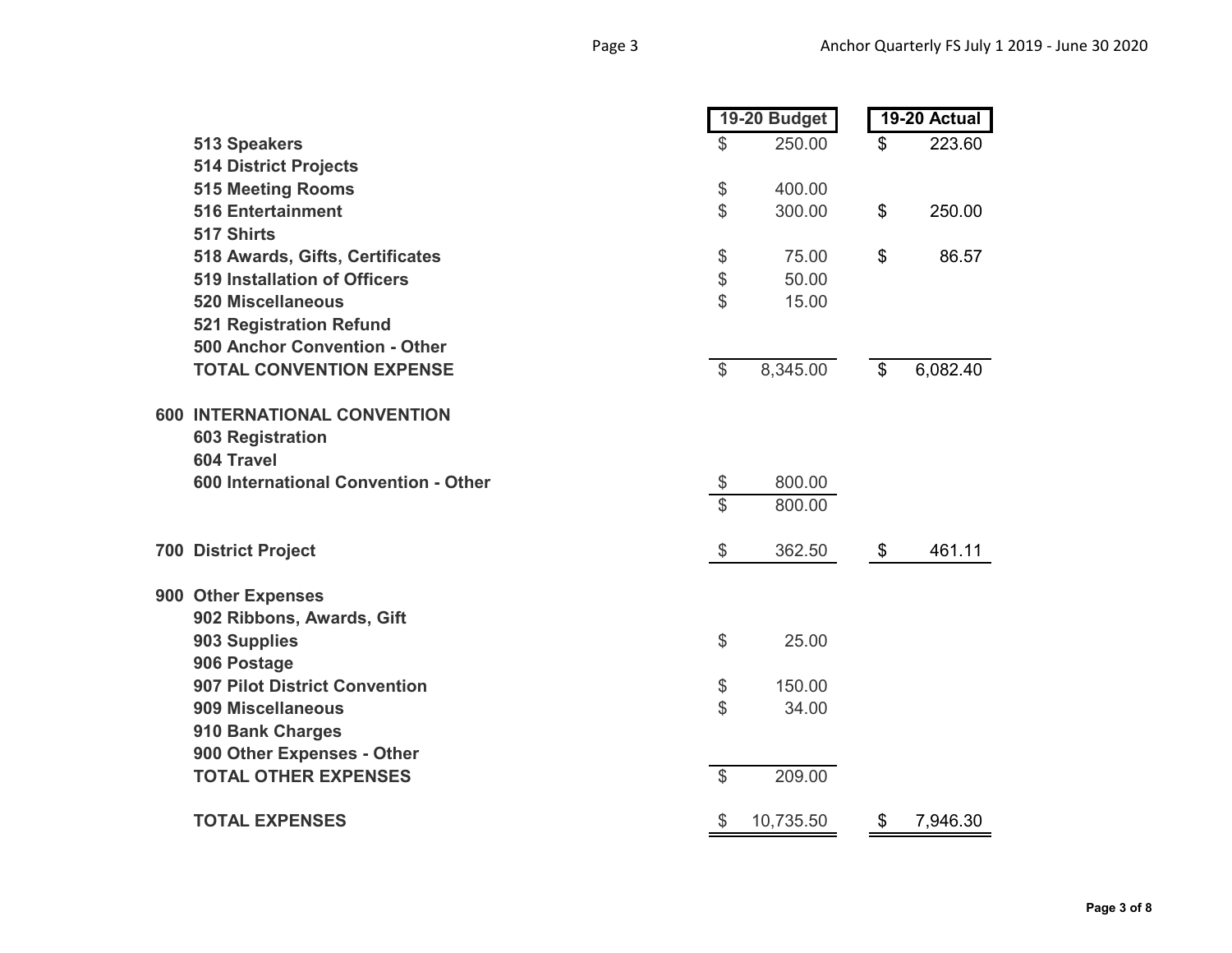| | 19-20 Budget | 19-20 Actual |
|---|---|---|
| **513 Speakers** | $ 250.00 | $ 223.60 |
| **514 District Projects** | | |
| **515 Meeting Rooms** | $ 400.00 | |
| **516 Entertainment** | $ 300.00 | $ 250.00 |
| **517 Shirts** | | |
| **518 Awards, Gifts, Certificates** | $ 75.00 | $ 86.57 |
| **519 Installation of Officers** | $ 50.00 | |
| **520 Miscellaneous** | $ 15.00 | |
| **521 Registration Refund** | | |
| **500 Anchor Convention - Other** | | |
| **TOTAL CONVENTION EXPENSE** | $ 8,345.00 | $ 6,082.40 |
| | | |
| **600 INTERNATIONAL CONVENTION** | | |
| **603 Registration** | | |
| **604 Travel** | | |
| **600 International Convention - Other** | $ 800.00 | |
| | $ 800.00 | |
| | | |
| **700 District Project** | $ 362.50 | $ 461.11 |
| | | |
| **900 Other Expenses** | | |
| **902 Ribbons, Awards, Gift** | | |
| **903 Supplies** | $ 25.00 | |
| **906 Postage** | | |
| **907 Pilot District Convention** | $ 150.00 | |
| **909 Miscellaneous** | $ 34.00 | |
| **910 Bank Charges** | | |
| **900 Other Expenses - Other** | | |
| **TOTAL OTHER EXPENSES** | $ 209.00 | |
| | | |
| **TOTAL EXPENSES** | $ 10,735.50 | $ 7,946.30 |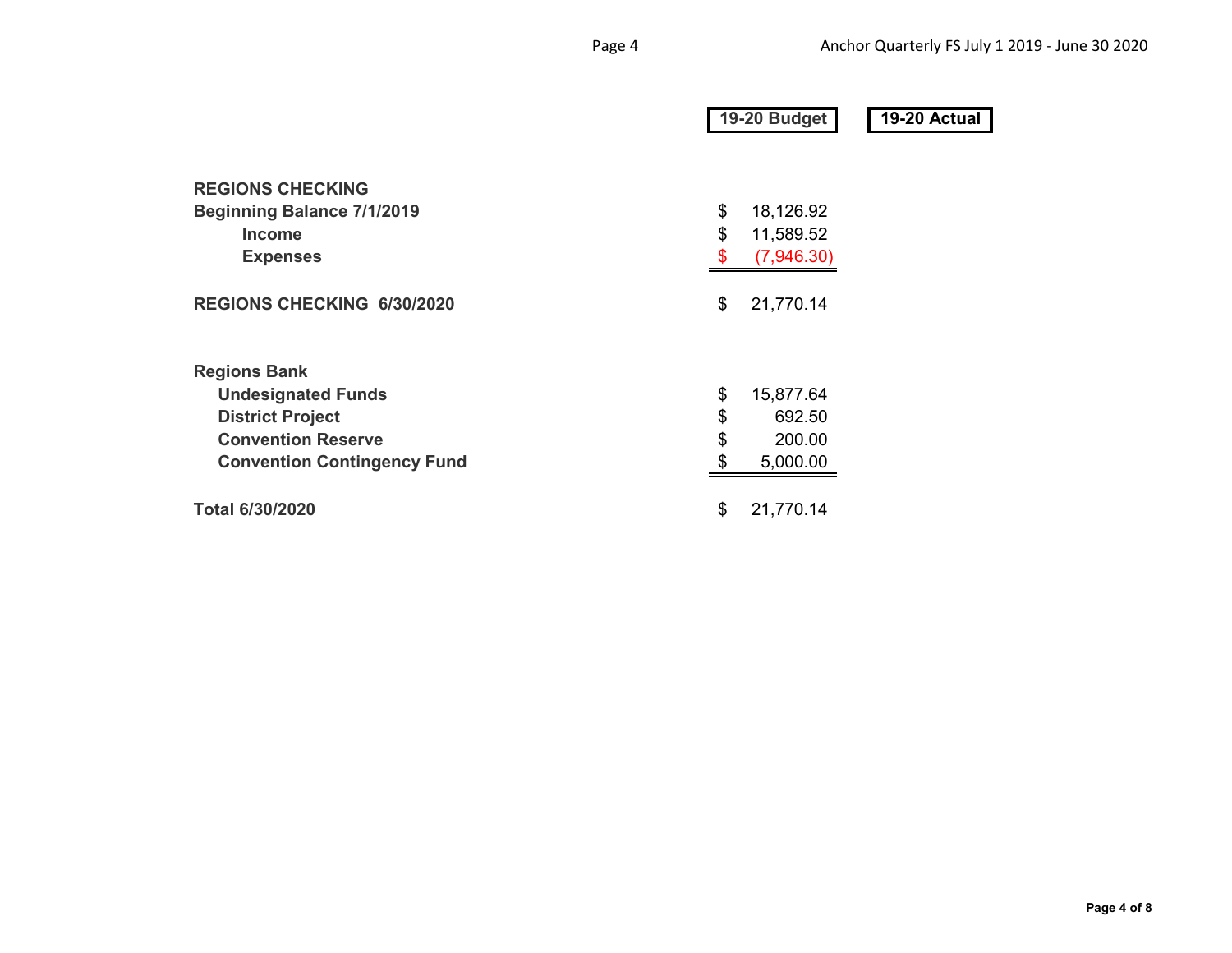| | 19-20 Budget | 19-20 Actual |
|---|---|---|
| **REGIONS CHECKING** | | |
| **Beginning Balance 7/1/2019** | $ 18,126.92 | |
| **Income** | $ 11,589.52 | |
| **Expenses** | $ (7,946.30) | |
| **REGIONS CHECKING 6/30/2020** | $ 21,770.14 | |
| **Regions Bank** | | |
| **Undesignated Funds** | $ 15,877.64 | |
| **District Project** | $ 692.50 | |
| **Convention Reserve** | $ 200.00 | |
| **Convention Contingency Fund** | $ 5,000.00 | |
| **Total 6/30/2020** | $ 21,770.14 | |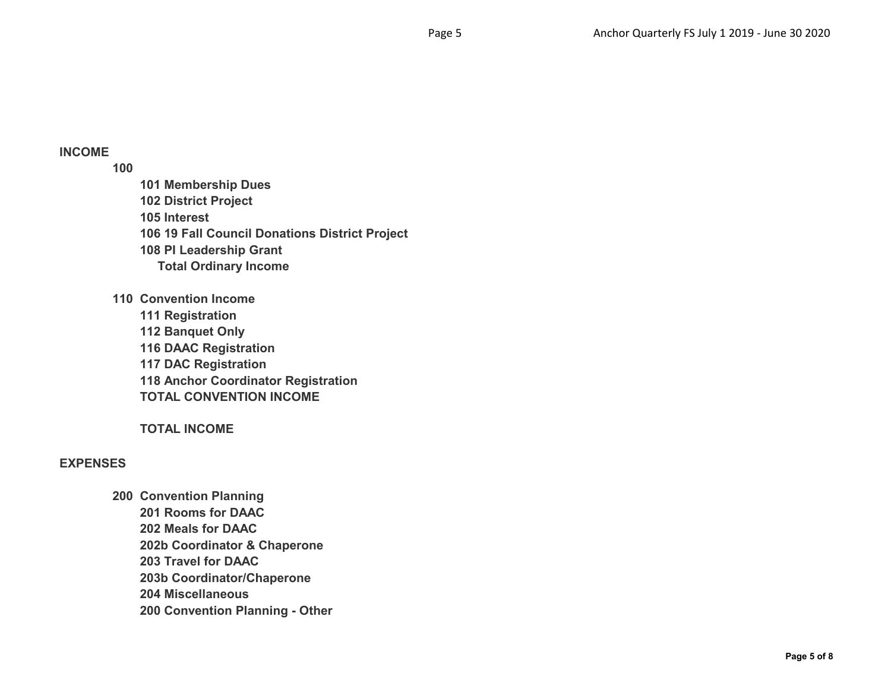**INCOME**

**100**

- **101 Membership Dues**
- **102 District Project**
- **105 Interest**
- **106 19 Fall Council Donations District Project**
- **108 PI Leadership Grant**
- **Total Ordinary Income**

**110 Convention Income**

- **111 Registration**
- **112 Banquet Only**
- **116 DAAC Registration**
- **117 DAC Registration**
- **118 Anchor Coordinator Registration**
- **TOTAL CONVENTION INCOME**

**TOTAL INCOME**

**EXPENSES**

**200 Convention Planning**

- **201 Rooms for DAAC**
- **202 Meals for DAAC**
- **202b Coordinator & Chaperone**
- **203 Travel for DAAC**
- **203b Coordinator/Chaperone**
- **204 Miscellaneous**
- **200 Convention Planning - Other**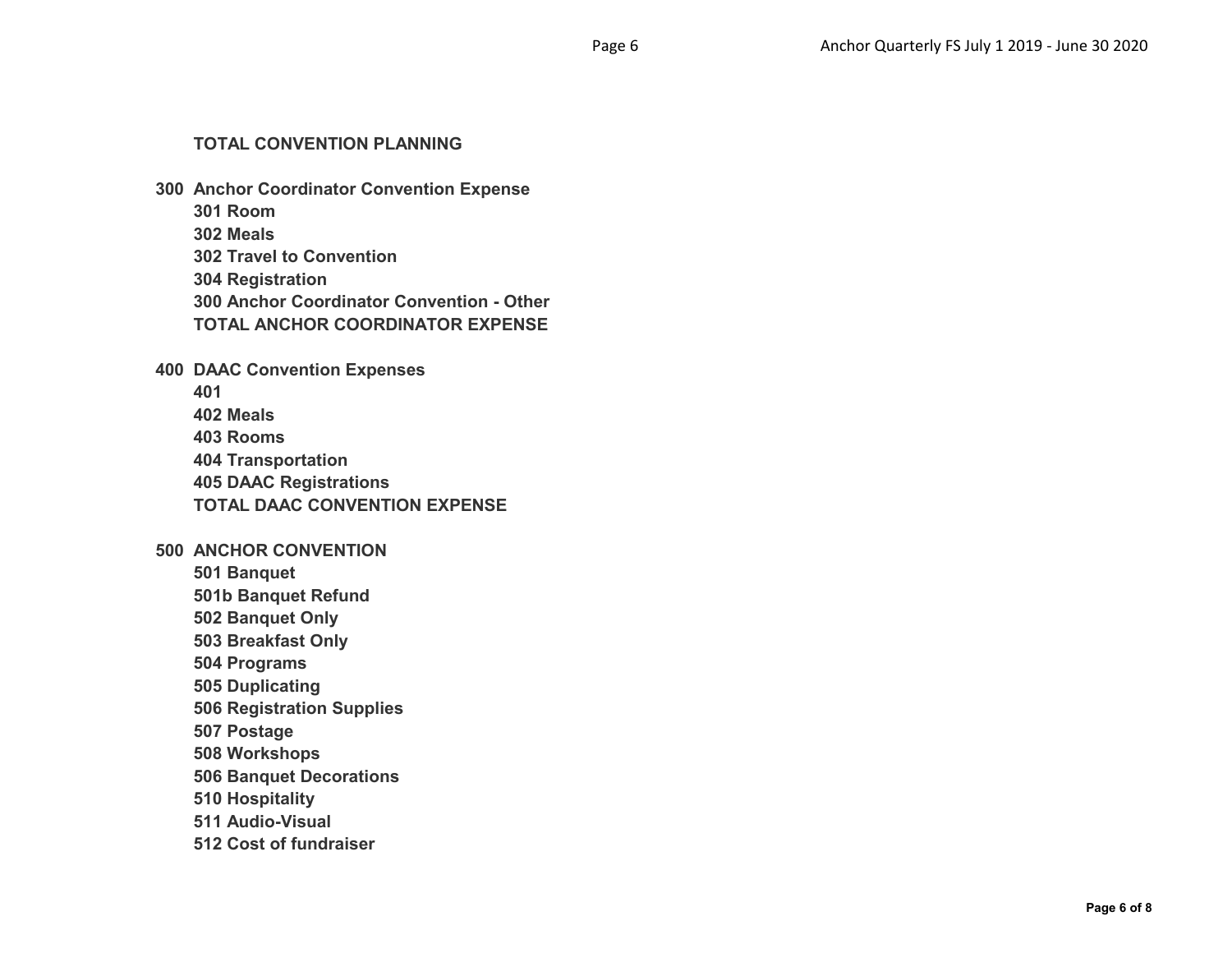**TOTAL CONVENTION PLANNING**

**300 Anchor Coordinator Convention Expense**
- **301 Room**
- **302 Meals**
- **302 Travel to Convention**
- **304 Registration**
- **300 Anchor Coordinator Convention - Other**
- **TOTAL ANCHOR COORDINATOR EXPENSE**

**400 DAAC Convention Expenses**
- **401**
- **402 Meals**
- **403 Rooms**
- **404 Transportation**
- **405 DAAC Registrations**
- **TOTAL DAAC CONVENTION EXPENSE**

**500 ANCHOR CONVENTION**
- **501 Banquet**
- **501b Banquet Refund**
- **502 Banquet Only**
- **503 Breakfast Only**
- **504 Programs**
- **505 Duplicating**
- **506 Registration Supplies**
- **507 Postage**
- **508 Workshops**
- **506 Banquet Decorations**
- **510 Hospitality**
- **511 Audio-Visual**
- **512 Cost of fundraiser**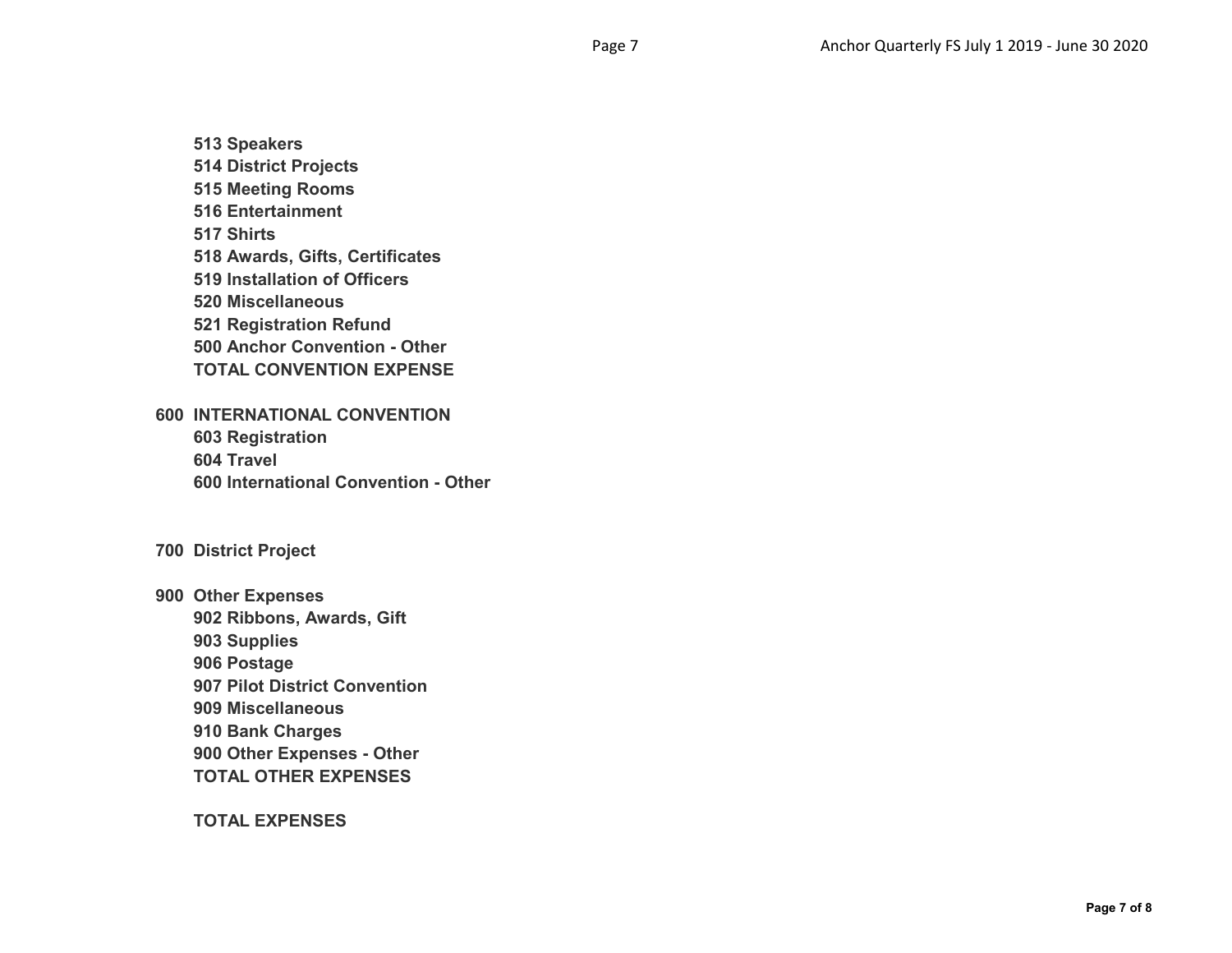**513 Speakers**
**514 District Projects**
**515 Meeting Rooms**
**516 Entertainment**
**517 Shirts**
**518 Awards, Gifts, Certificates**
**519 Installation of Officers**
**520 Miscellaneous**
**521 Registration Refund**
**500 Anchor Convention - Other**
**TOTAL CONVENTION EXPENSE**

**600 INTERNATIONAL CONVENTION**
**603 Registration**
**604 Travel**
**600 International Convention - Other**

**700 District Project**

**900 Other Expenses**
**902 Ribbons, Awards, Gift**
**903 Supplies**
**906 Postage**
**907 Pilot District Convention**
**909 Miscellaneous**
**910 Bank Charges**
**900 Other Expenses - Other**
**TOTAL OTHER EXPENSES**

**TOTAL EXPENSES**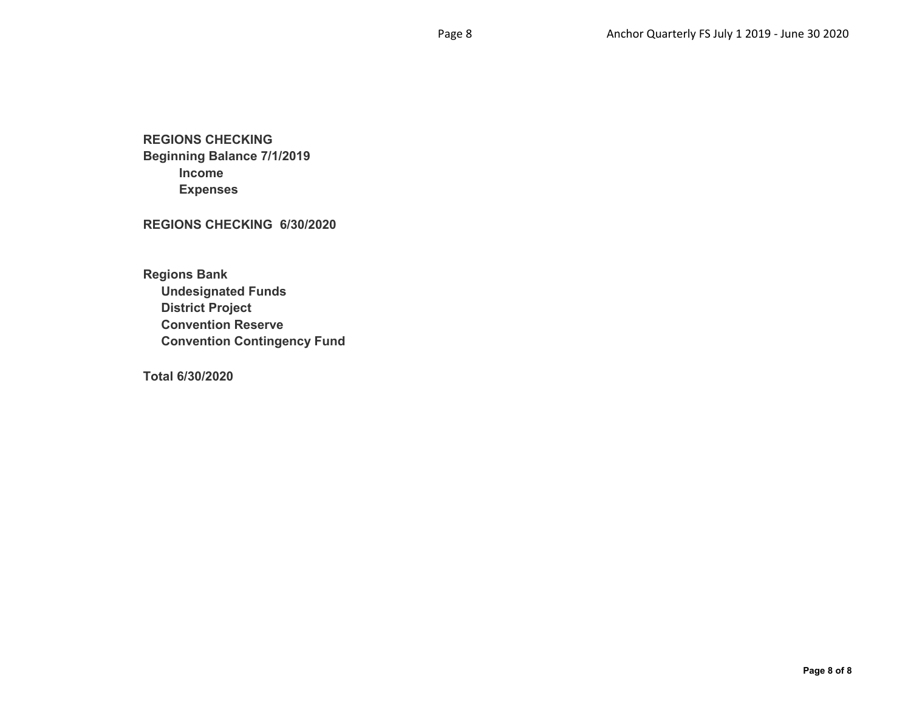**REGIONS CHECKING**
**Beginning Balance 7/1/2019**
**Income**
**Expenses**

**REGIONS CHECKING 6/30/2020**

**Regions Bank**
**Undesignated Funds**
**District Project**
**Convention Reserve**
**Convention Contingency Fund**

**Total 6/30/2020**